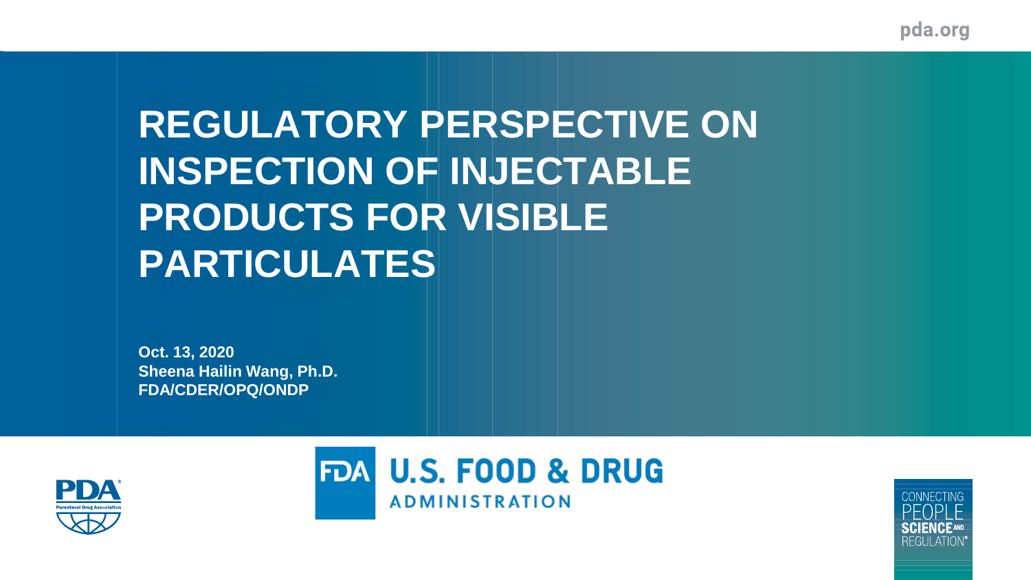# REGULATORY PERSPECTIVE ON INSPECTION OF INJECTABLE PRODUCTS FOR VISIBLE PARTICULATES

**Oct. 13, 2020**
**Sheena Hailin Wang, Ph.D.**
**FDA/CDER/OPQ/ONDP**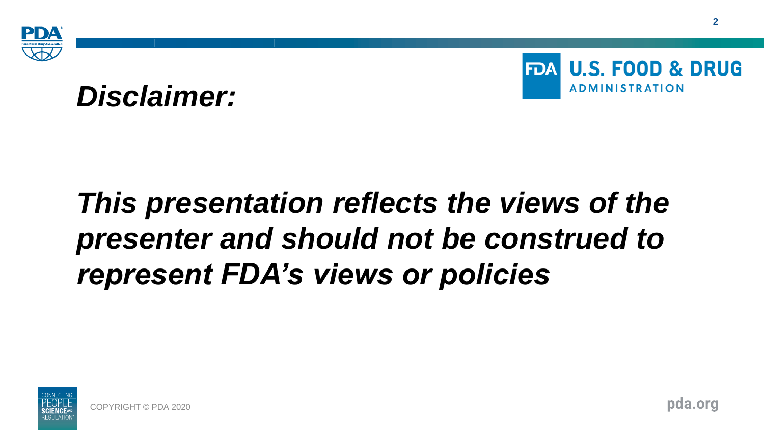# *Disclaimer:*

***This presentation reflects the views of the presenter and should not be construed to represent FDA's views or policies***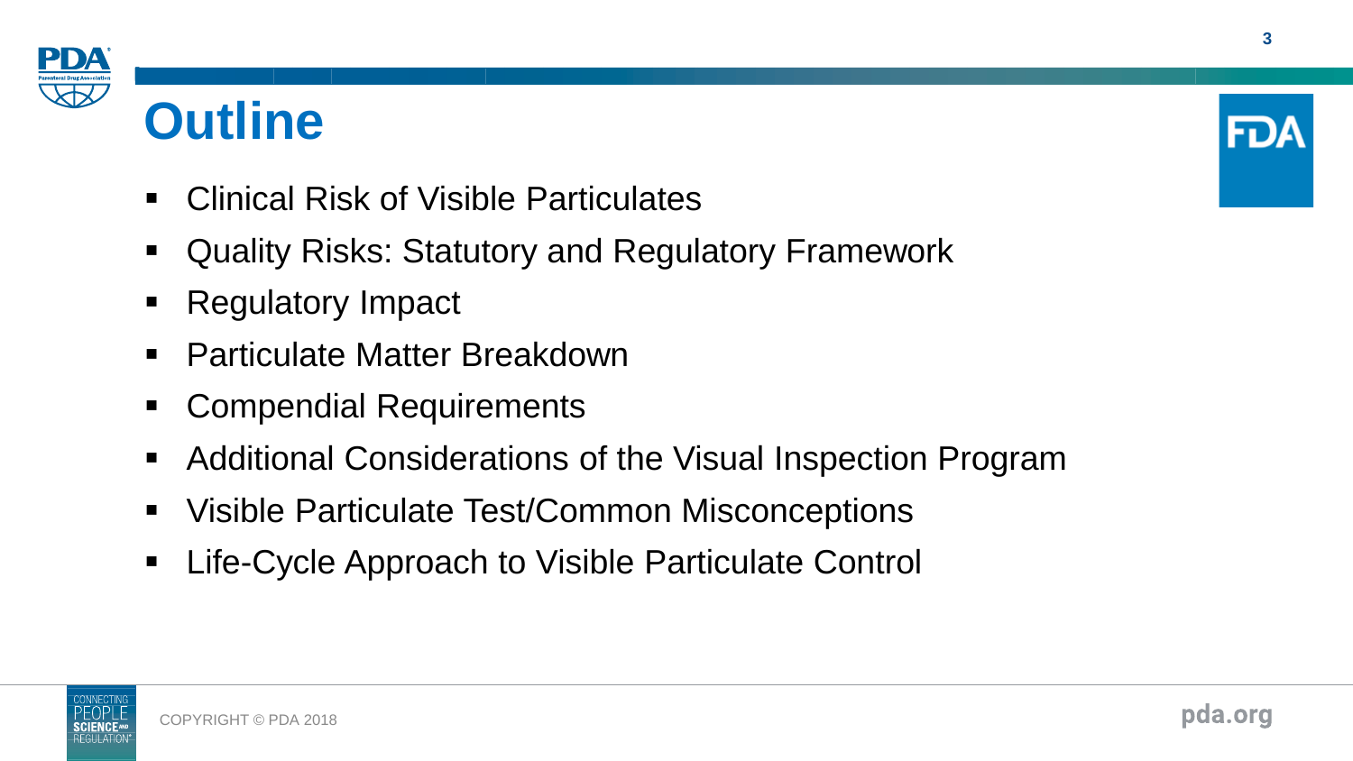# Outline

- Clinical Risk of Visible Particulates
- Quality Risks: Statutory and Regulatory Framework
- Regulatory Impact
- Particulate Matter Breakdown
- Compendial Requirements
- Additional Considerations of the Visual Inspection Program
- Visible Particulate Test/Common Misconceptions
- Life-Cycle Approach to Visible Particulate Control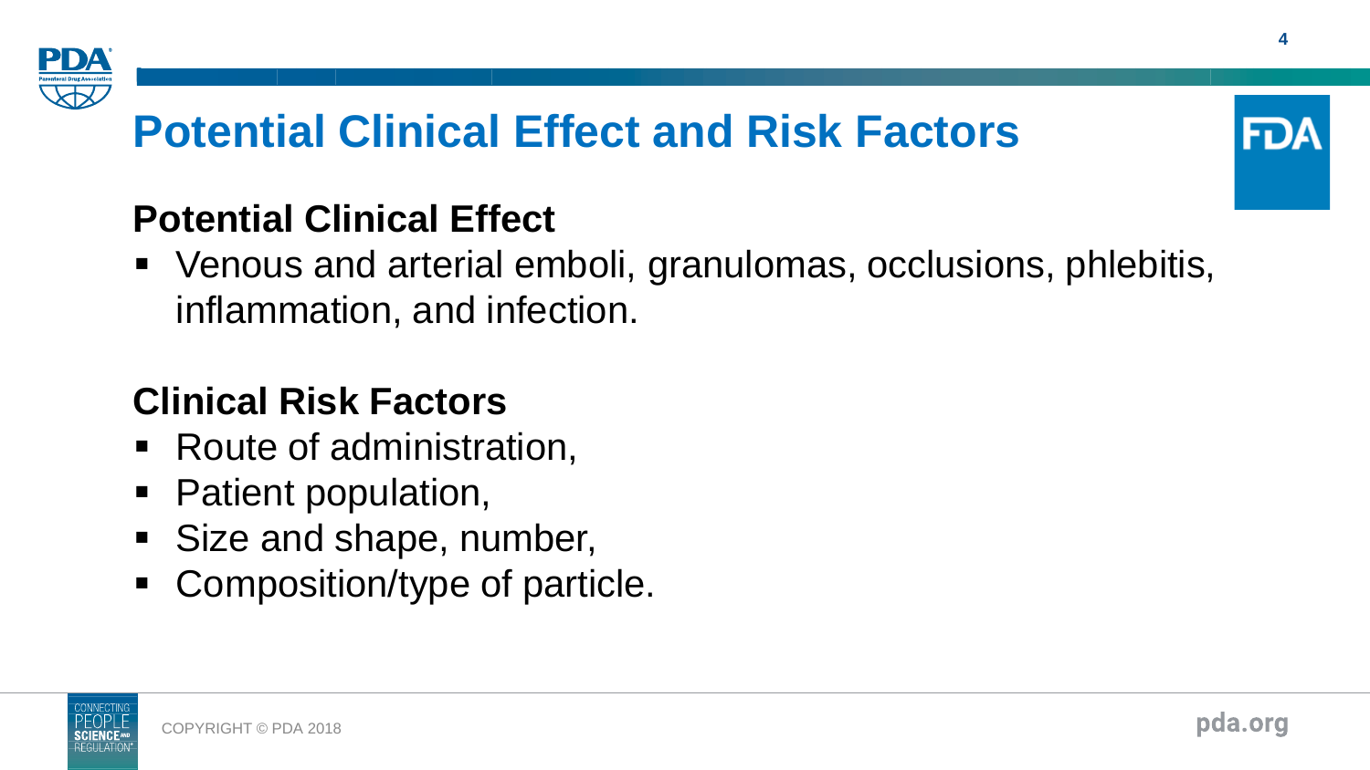# Potential Clinical Effect and Risk Factors

## Potential Clinical Effect

- Venous and arterial emboli, granulomas, occlusions, phlebitis, inflammation, and infection.

## Clinical Risk Factors

- Route of administration,
- Patient population,
- Size and shape, number,
- Composition/type of particle.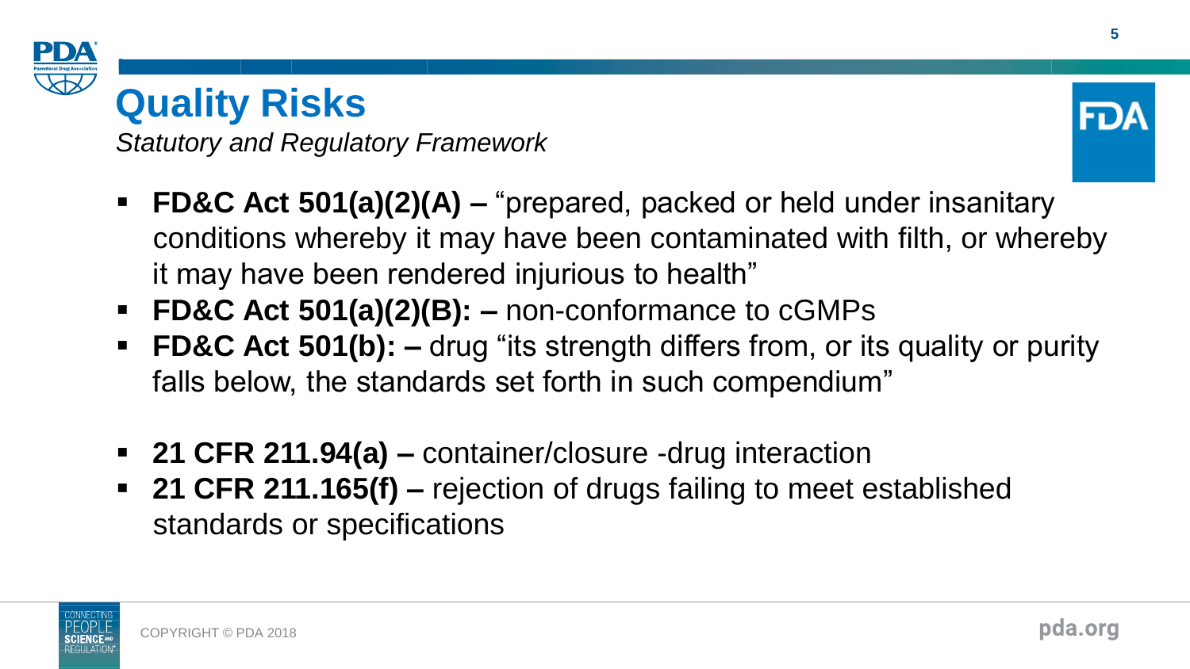# Quality Risks

*Statutory and Regulatory Framework*

- **FD&C Act 501(a)(2)(A) –** "prepared, packed or held under insanitary conditions whereby it may have been contaminated with filth, or whereby it may have been rendered injurious to health"
- **FD&C Act 501(a)(2)(B): –** non-conformance to cGMPs
- **FD&C Act 501(b): –** drug "its strength differs from, or its quality or purity falls below, the standards set forth in such compendium"

- **21 CFR 211.94(a) –** container/closure -drug interaction
- **21 CFR 211.165(f) –** rejection of drugs failing to meet established standards or specifications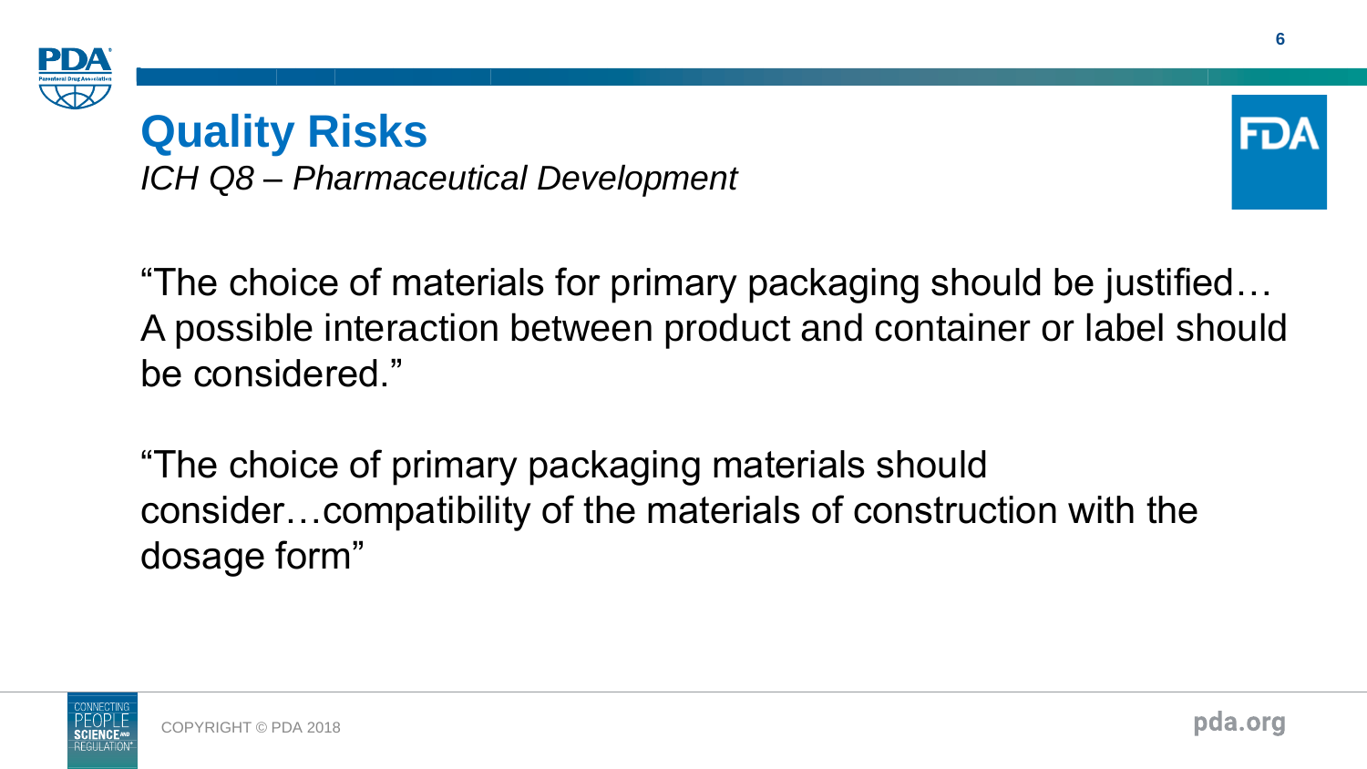# Quality Risks

*ICH Q8 – Pharmaceutical Development*

"The choice of materials for primary packaging should be justified… A possible interaction between product and container or label should be considered."

"The choice of primary packaging materials should consider…compatibility of the materials of construction with the dosage form"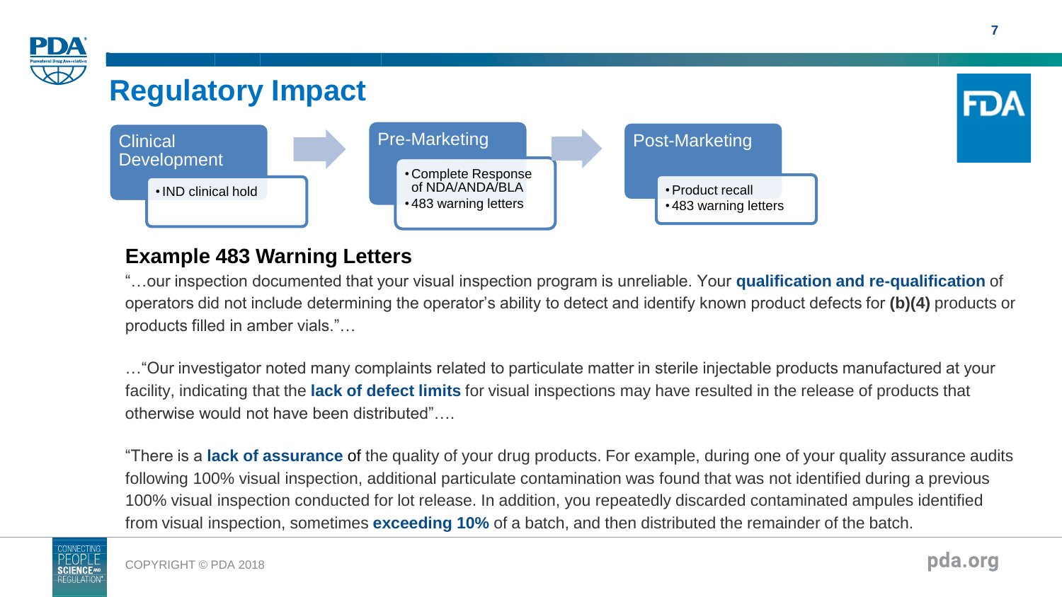# Regulatory Impact

**Clinical Development**
- IND clinical hold

**Pre-Marketing**
- Complete Response of NDA/ANDA/BLA
- 483 warning letters

**Post-Marketing**
- Product recall
- 483 warning letters

## Example 483 Warning Letters

"…our inspection documented that your visual inspection program is unreliable. Your **qualification and re-qualification** of operators did not include determining the operator's ability to detect and identify known product defects for **(b)(4)** products or products filled in amber vials."…

…"Our investigator noted many complaints related to particulate matter in sterile injectable products manufactured at your facility, indicating that the **lack of defect limits** for visual inspections may have resulted in the release of products that otherwise would not have been distributed"….

"There is a **lack of assurance** of the quality of your drug products. For example, during one of your quality assurance audits following 100% visual inspection, additional particulate contamination was found that was not identified during a previous 100% visual inspection conducted for lot release. In addition, you repeatedly discarded contaminated ampules identified from visual inspection, sometimes **exceeding 10%** of a batch, and then distributed the remainder of the batch.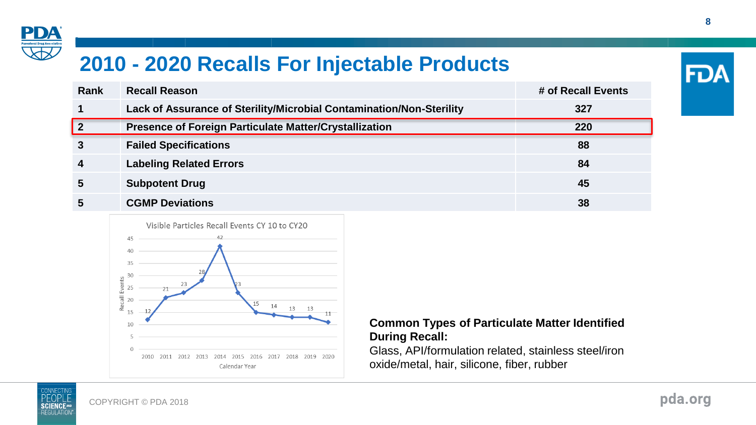# 2010 - 2020 Recalls For Injectable Products

| Rank | Recall Reason | # of Recall Events |
|---|---|---|
| 1 | Lack of Assurance of Sterility/Microbial Contamination/Non-Sterility | 327 |
| 2 | Presence of Foreign Particulate Matter/Crystallization | 220 |
| 3 | Failed Specifications | 88 |
| 4 | Labeling Related Errors | 84 |
| 5 | Subpotent Drug | 45 |
| 5 | CGMP Deviations | 38 |

Visible Particles Recall Events CY 10 to CY20

| Calendar Year | Recall Events |
|---|---|
| 2010 | 12 |
| 2011 | 21 |
| 2012 | 23 |
| 2013 | 28 |
| 2014 | 42 |
| 2015 | 23 |
| 2016 | 15 |
| 2017 | 14 |
| 2018 | 13 |
| 2019 | 13 |
| 2020 | 11 |

**Common Types of Particulate Matter Identified During Recall:**
Glass, API/formulation related, stainless steel/iron oxide/metal, hair, silicone, fiber, rubber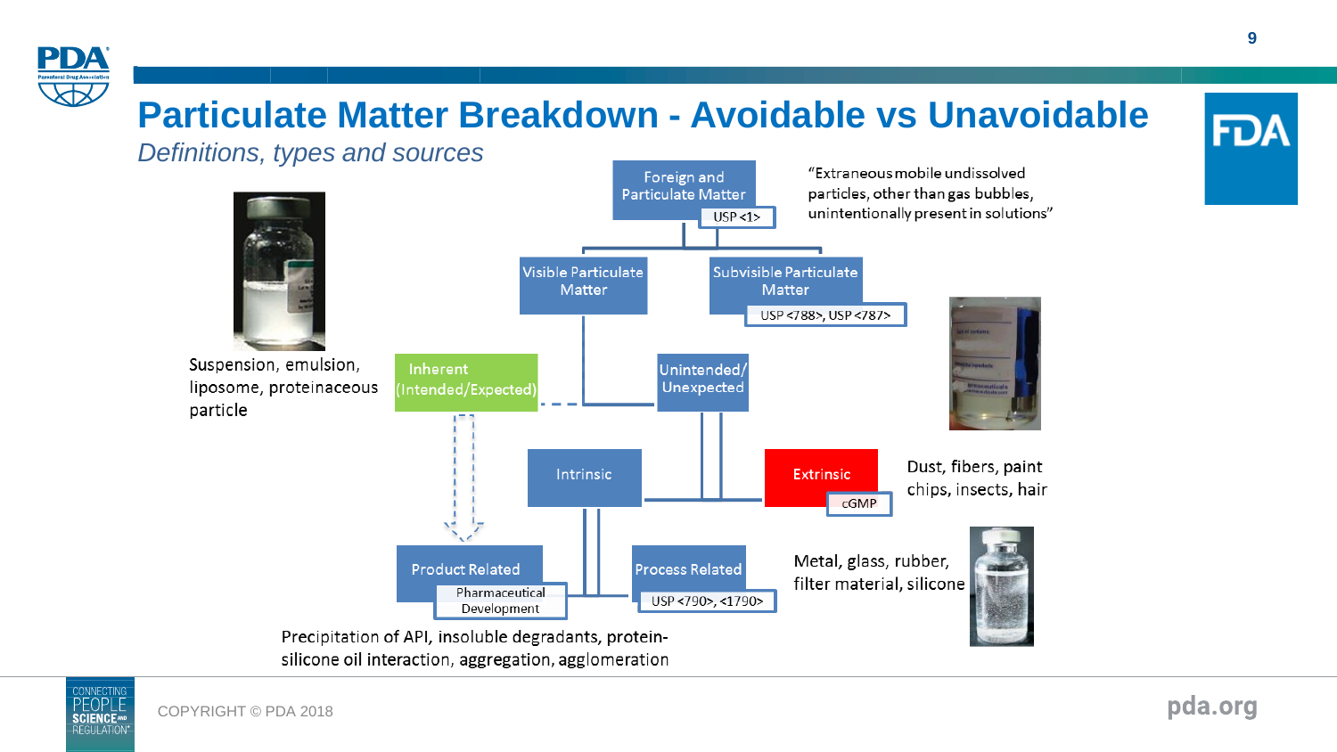# Particulate Matter Breakdown - Avoidable vs Unavoidable

*Definitions, types and sources*

Foreign and Particulate Matter
USP <1>

"Extraneous mobile undissolved particles, other than gas bubbles, unintentionally present in solutions"

Visible Particulate Matter

Subvisible Particulate Matter
USP <788>, USP <787>

Suspension, emulsion, liposome, proteinaceous particle

Inherent (Intended/Expected)

Unintended/ Unexpected

Intrinsic

Extrinsic
cGMP

Dust, fibers, paint chips, insects, hair

Product Related
Pharmaceutical Development

Process Related
USP <790>, <1790>

Metal, glass, rubber, filter material, silicone

Precipitation of API, insoluble degradants, protein-silicone oil interaction, aggregation, agglomeration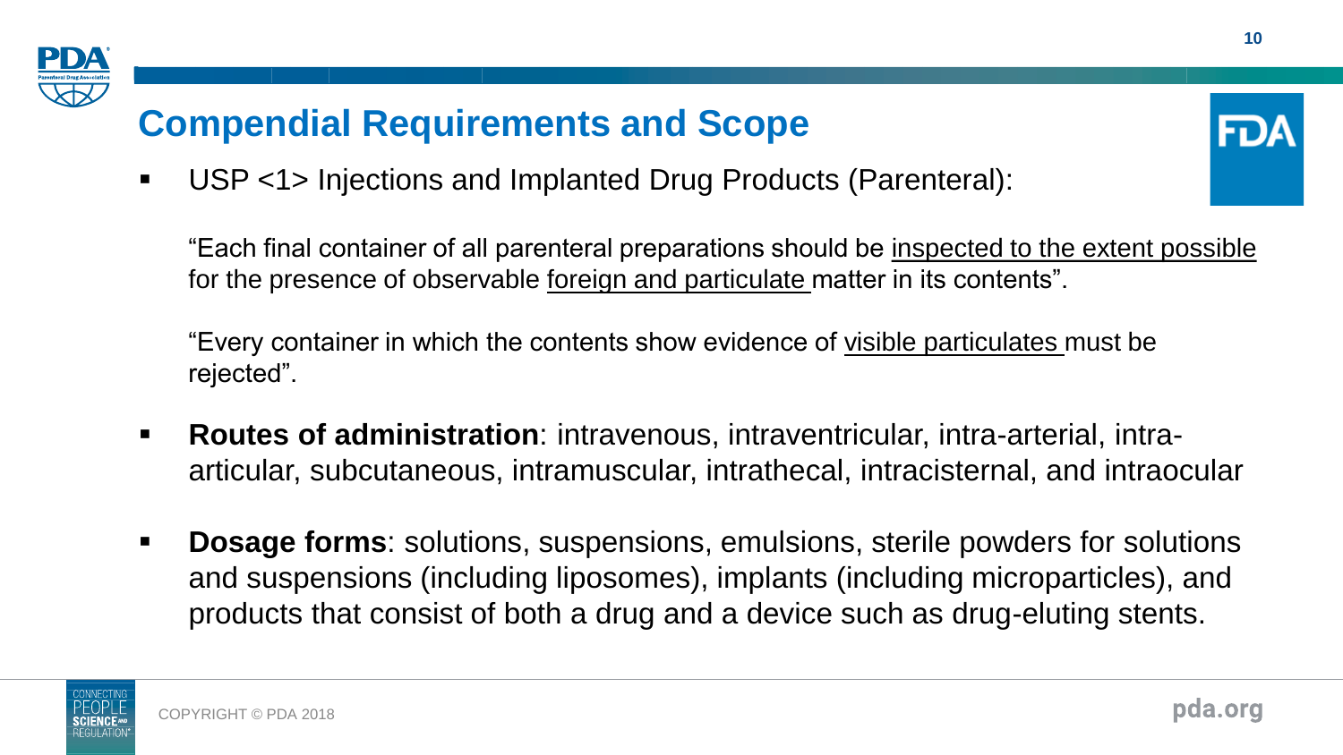## Compendial Requirements and Scope

- USP <1> Injections and Implanted Drug Products (Parenteral):

  "Each final container of all parenteral preparations should be inspected to the extent possible for the presence of observable foreign and particulate matter in its contents".

  "Every container in which the contents show evidence of visible particulates must be rejected".

- **Routes of administration**: intravenous, intraventricular, intra-arterial, intra-articular, subcutaneous, intramuscular, intrathecal, intracisternal, and intraocular

- **Dosage forms**: solutions, suspensions, emulsions, sterile powders for solutions and suspensions (including liposomes), implants (including microparticles), and products that consist of both a drug and a device such as drug-eluting stents.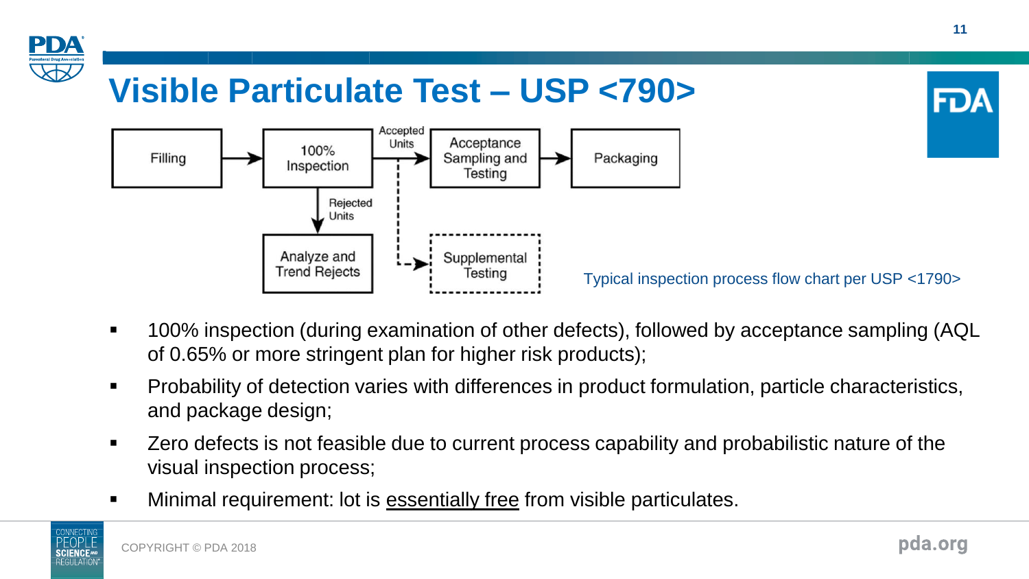# Visible Particulate Test – USP <790>

Filling → 100% Inspection → (Accepted Units) → Acceptance Sampling and Testing → Packaging

100% Inspection → (Rejected Units) → Analyze and Trend Rejects

Accepted Units ⇢ Supplemental Testing

Typical inspection process flow chart per USP <1790>

- 100% inspection (during examination of other defects), followed by acceptance sampling (AQL of 0.65% or more stringent plan for higher risk products);
- Probability of detection varies with differences in product formulation, particle characteristics, and package design;
- Zero defects is not feasible due to current process capability and probabilistic nature of the visual inspection process;
- Minimal requirement: lot is <u>essentially free</u> from visible particulates.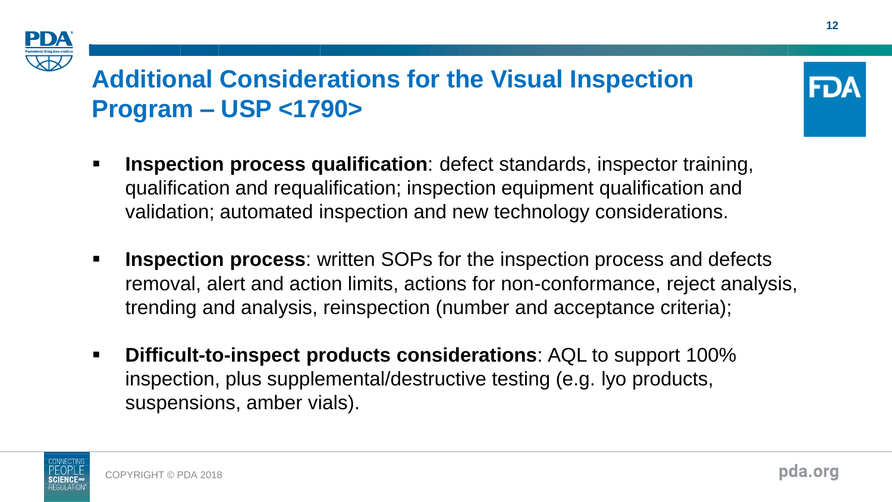# Additional Considerations for the Visual Inspection Program – USP <1790>

- **Inspection process qualification**: defect standards, inspector training, qualification and requalification; inspection equipment qualification and validation; automated inspection and new technology considerations.
- **Inspection process**: written SOPs for the inspection process and defects removal, alert and action limits, actions for non-conformance, reject analysis, trending and analysis, reinspection (number and acceptance criteria);
- **Difficult-to-inspect products considerations**: AQL to support 100% inspection, plus supplemental/destructive testing (e.g. lyo products, suspensions, amber vials).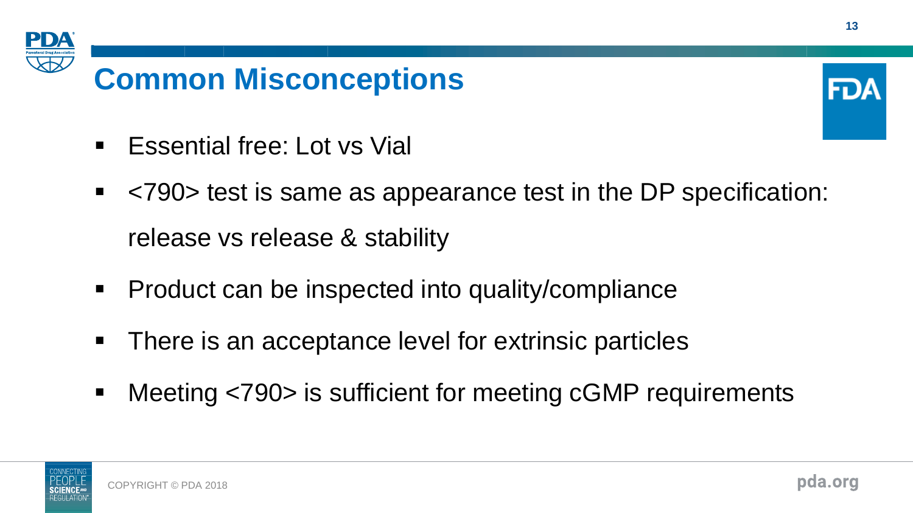# Common Misconceptions

- Essential free: Lot vs Vial
- <790> test is same as appearance test in the DP specification: release vs release & stability
- Product can be inspected into quality/compliance
- There is an acceptance level for extrinsic particles
- Meeting <790> is sufficient for meeting cGMP requirements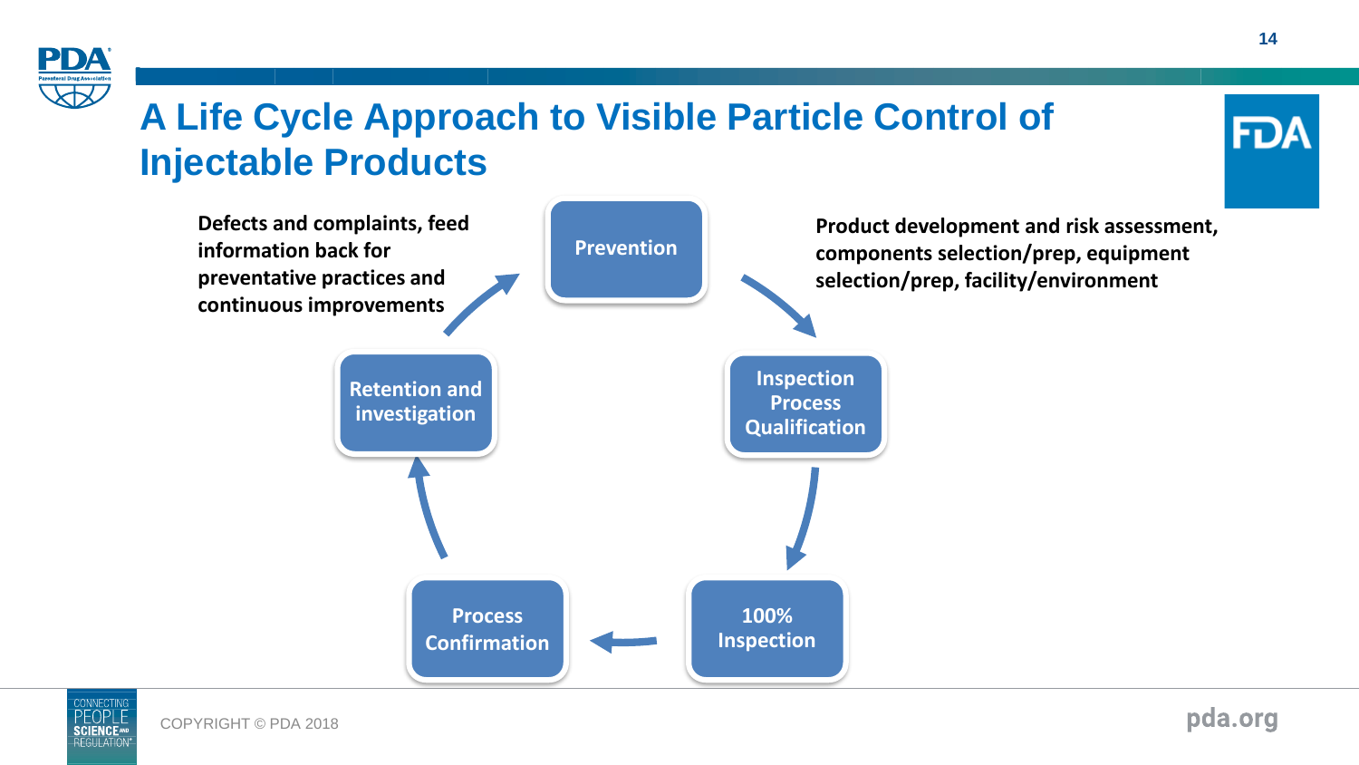# A Life Cycle Approach to Visible Particle Control of Injectable Products

**Prevention**

**Product development and risk assessment, components selection/prep, equipment selection/prep, facility/environment**

**Inspection Process Qualification**

**100% Inspection**

**Process Confirmation**

**Retention and investigation**

**Defects and complaints, feed information back for preventative practices and continuous improvements**

COPYRIGHT © PDA 2018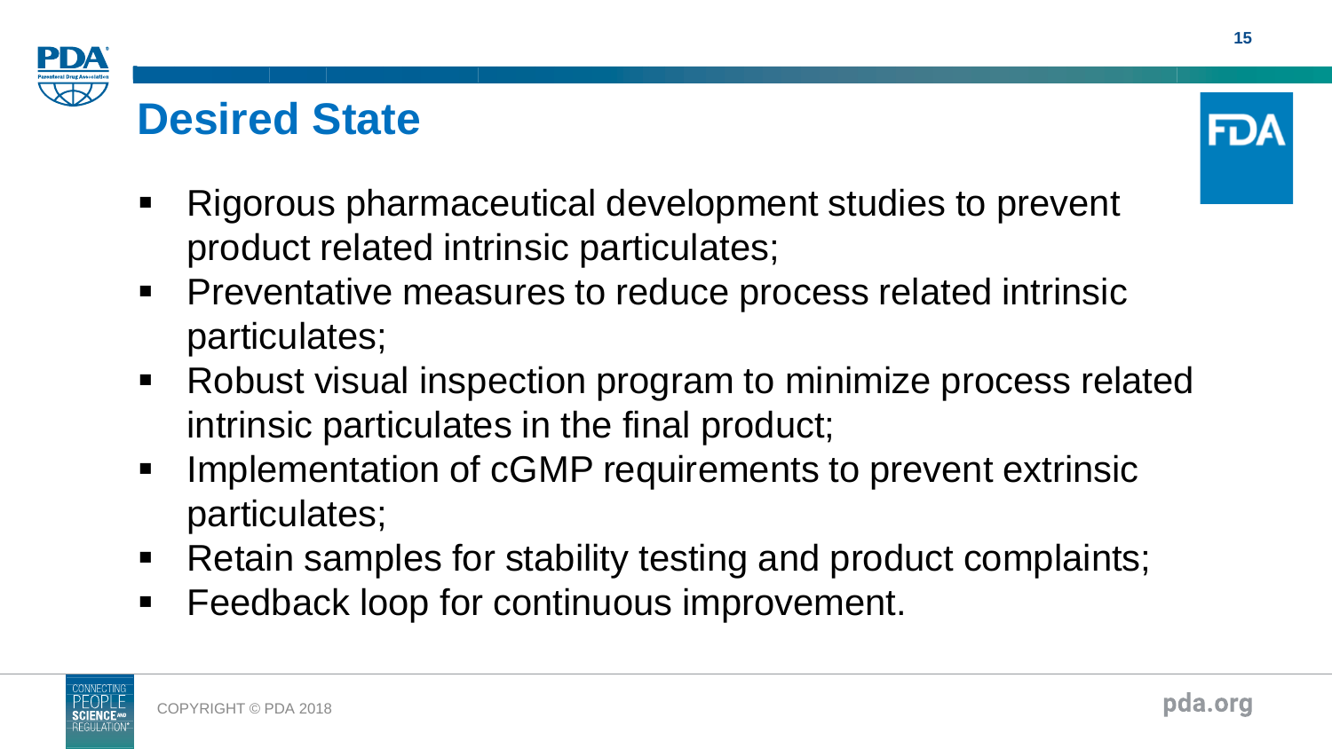## Desired State

- Rigorous pharmaceutical development studies to prevent product related intrinsic particulates;
- Preventative measures to reduce process related intrinsic particulates;
- Robust visual inspection program to minimize process related intrinsic particulates in the final product;
- Implementation of cGMP requirements to prevent extrinsic particulates;
- Retain samples for stability testing and product complaints;
- Feedback loop for continuous improvement.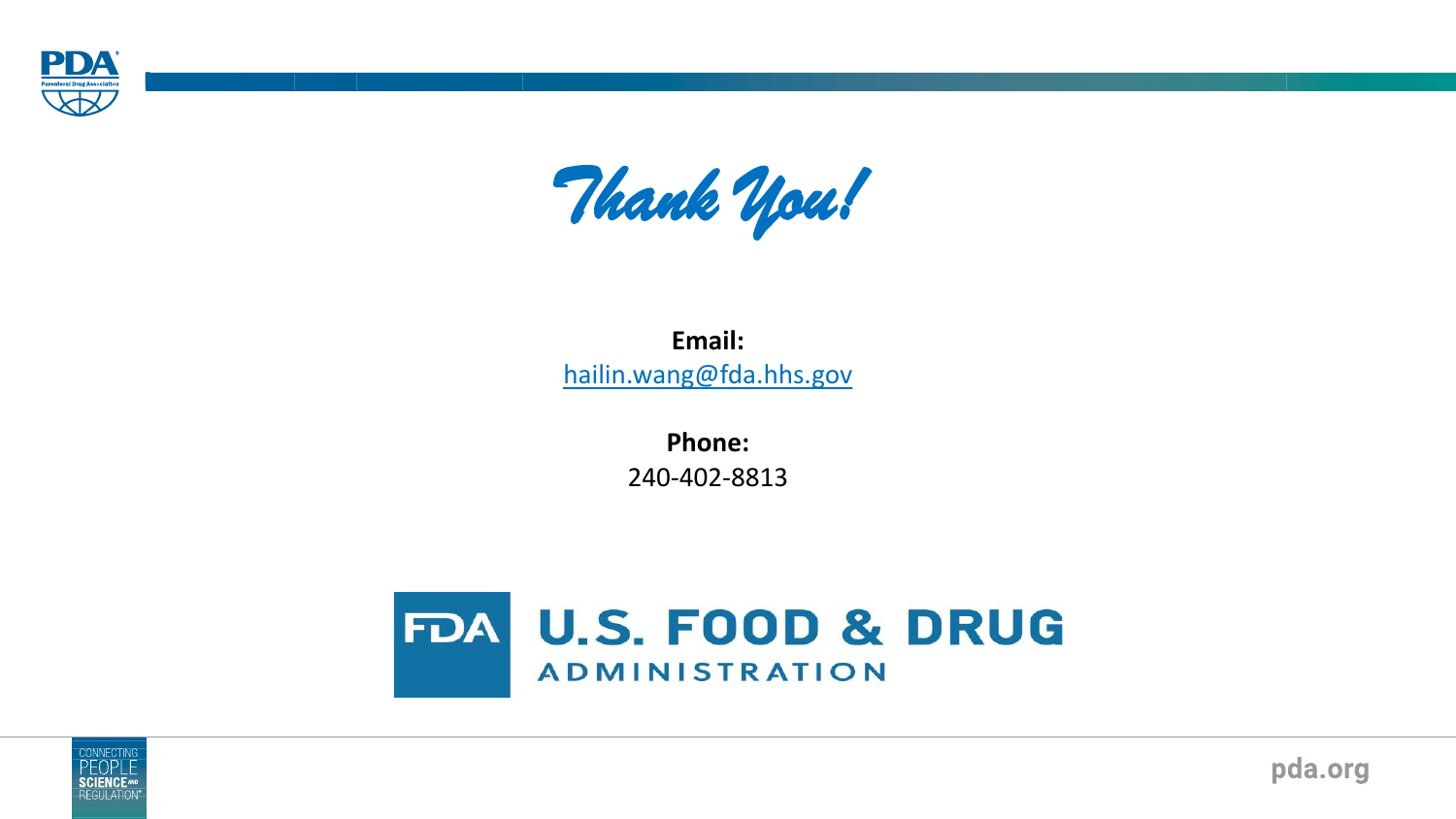*Thank You!*

**Email:**
hailin.wang@fda.hhs.gov

**Phone:**
240-402-8813

FDA U.S. FOOD & DRUG ADMINISTRATION